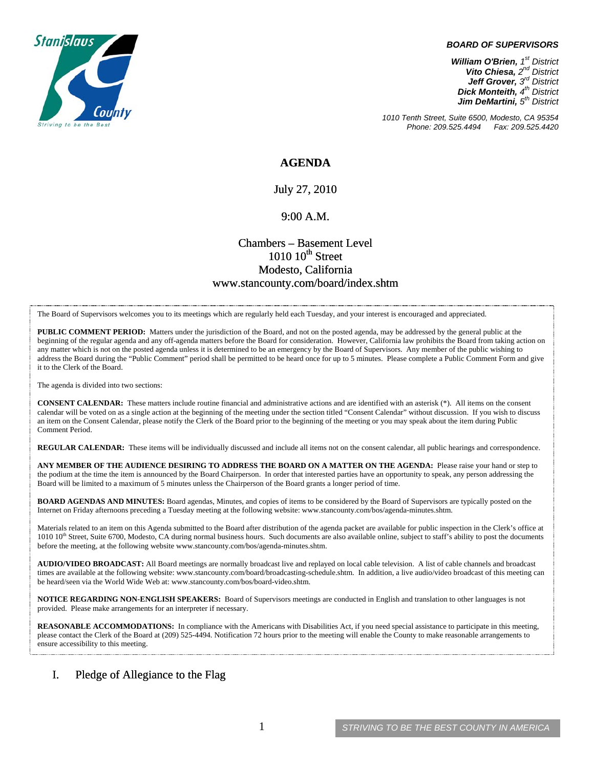Stanislaus County
Striving to be the Best

**BOARD OF SUPERVISORS**

***William O'Brien,*** *1st District*
***Vito Chiesa,*** *2nd District*
***Jeff Grover,*** *3rd District*
***Dick Monteith,*** *4th District*
***Jim DeMartini,*** *5th District*

*1010 Tenth Street, Suite 6500, Modesto, CA 95354*
*Phone: 209.525.4494 Fax: 209.525.4420*

# AGENDA

July 27, 2010

9:00 A.M.

Chambers – Basement Level
1010 10th Street
Modesto, California
www.stancounty.com/board/index.shtm

The Board of Supervisors welcomes you to its meetings which are regularly held each Tuesday, and your interest is encouraged and appreciated.

**PUBLIC COMMENT PERIOD:** Matters under the jurisdiction of the Board, and not on the posted agenda, may be addressed by the general public at the beginning of the regular agenda and any off-agenda matters before the Board for consideration. However, California law prohibits the Board from taking action on any matter which is not on the posted agenda unless it is determined to be an emergency by the Board of Supervisors. Any member of the public wishing to address the Board during the "Public Comment" period shall be permitted to be heard once for up to 5 minutes. Please complete a Public Comment Form and give it to the Clerk of the Board.

The agenda is divided into two sections:

**CONSENT CALENDAR:** These matters include routine financial and administrative actions and are identified with an asterisk (*). All items on the consent calendar will be voted on as a single action at the beginning of the meeting under the section titled "Consent Calendar" without discussion. If you wish to discuss an item on the Consent Calendar, please notify the Clerk of the Board prior to the beginning of the meeting or you may speak about the item during Public Comment Period.

**REGULAR CALENDAR:** These items will be individually discussed and include all items not on the consent calendar, all public hearings and correspondence.

**ANY MEMBER OF THE AUDIENCE DESIRING TO ADDRESS THE BOARD ON A MATTER ON THE AGENDA:** Please raise your hand or step to the podium at the time the item is announced by the Board Chairperson. In order that interested parties have an opportunity to speak, any person addressing the Board will be limited to a maximum of 5 minutes unless the Chairperson of the Board grants a longer period of time.

**BOARD AGENDAS AND MINUTES:** Board agendas, Minutes, and copies of items to be considered by the Board of Supervisors are typically posted on the Internet on Friday afternoons preceding a Tuesday meeting at the following website: www.stancounty.com/bos/agenda-minutes.shtm.

Materials related to an item on this Agenda submitted to the Board after distribution of the agenda packet are available for public inspection in the Clerk's office at 1010 10th Street, Suite 6700, Modesto, CA during normal business hours. Such documents are also available online, subject to staff's ability to post the documents before the meeting, at the following website www.stancounty.com/bos/agenda-minutes.shtm.

**AUDIO/VIDEO BROADCAST:** All Board meetings are normally broadcast live and replayed on local cable television. A list of cable channels and broadcast times are available at the following website: www.stancounty.com/board/broadcasting-schedule.shtm. In addition, a live audio/video broadcast of this meeting can be heard/seen via the World Wide Web at: www.stancounty.com/bos/board-video.shtm.

**NOTICE REGARDING NON-ENGLISH SPEAKERS:** Board of Supervisors meetings are conducted in English and translation to other languages is not provided. Please make arrangements for an interpreter if necessary.

**REASONABLE ACCOMMODATIONS:** In compliance with the Americans with Disabilities Act, if you need special assistance to participate in this meeting, please contact the Clerk of the Board at (209) 525-4494. Notification 72 hours prior to the meeting will enable the County to make reasonable arrangements to ensure accessibility to this meeting.

## I. Pledge of Allegiance to the Flag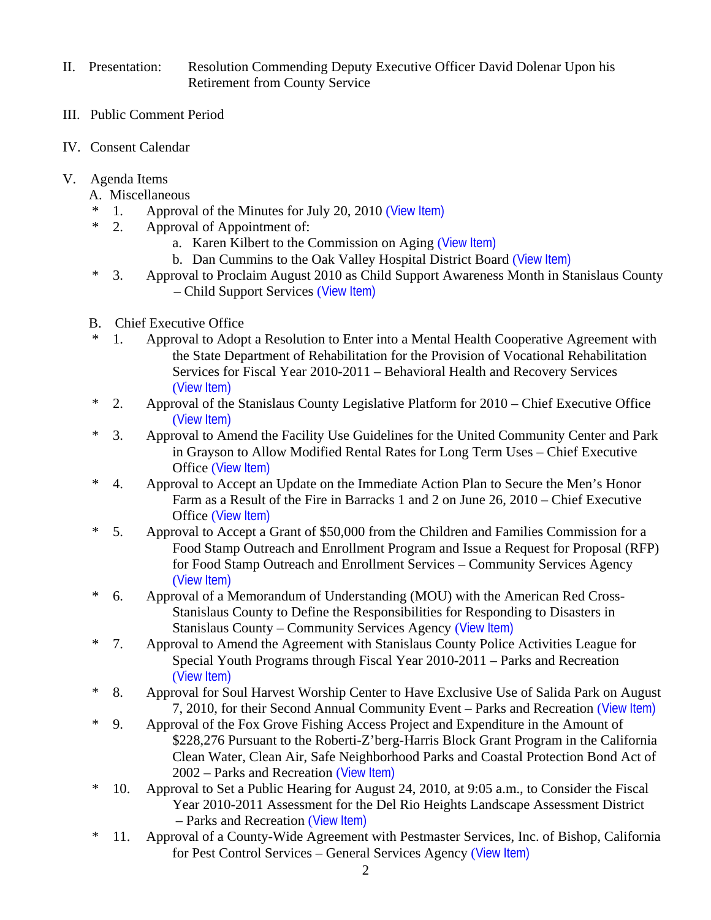II. Presentation: Resolution Commending Deputy Executive Officer David Dolenar Upon his Retirement from County Service

III. Public Comment Period

IV. Consent Calendar

V. Agenda Items

A. Miscellaneous

\* 1. Approval of the Minutes for July 20, 2010 (View Item)

\* 2. Approval of Appointment of:

   a. Karen Kilbert to the Commission on Aging (View Item)

   b. Dan Cummins to the Oak Valley Hospital District Board (View Item)

\* 3. Approval to Proclaim August 2010 as Child Support Awareness Month in Stanislaus County – Child Support Services (View Item)

B. Chief Executive Office

\* 1. Approval to Adopt a Resolution to Enter into a Mental Health Cooperative Agreement with the State Department of Rehabilitation for the Provision of Vocational Rehabilitation Services for Fiscal Year 2010-2011 – Behavioral Health and Recovery Services (View Item)

\* 2. Approval of the Stanislaus County Legislative Platform for 2010 – Chief Executive Office (View Item)

\* 3. Approval to Amend the Facility Use Guidelines for the United Community Center and Park in Grayson to Allow Modified Rental Rates for Long Term Uses – Chief Executive Office (View Item)

\* 4. Approval to Accept an Update on the Immediate Action Plan to Secure the Men's Honor Farm as a Result of the Fire in Barracks 1 and 2 on June 26, 2010 – Chief Executive Office (View Item)

\* 5. Approval to Accept a Grant of $50,000 from the Children and Families Commission for a Food Stamp Outreach and Enrollment Program and Issue a Request for Proposal (RFP) for Food Stamp Outreach and Enrollment Services – Community Services Agency (View Item)

\* 6. Approval of a Memorandum of Understanding (MOU) with the American Red Cross-Stanislaus County to Define the Responsibilities for Responding to Disasters in Stanislaus County – Community Services Agency (View Item)

\* 7. Approval to Amend the Agreement with Stanislaus County Police Activities League for Special Youth Programs through Fiscal Year 2010-2011 – Parks and Recreation (View Item)

\* 8. Approval for Soul Harvest Worship Center to Have Exclusive Use of Salida Park on August 7, 2010, for their Second Annual Community Event – Parks and Recreation (View Item)

\* 9. Approval of the Fox Grove Fishing Access Project and Expenditure in the Amount of $228,276 Pursuant to the Roberti-Z'berg-Harris Block Grant Program in the California Clean Water, Clean Air, Safe Neighborhood Parks and Coastal Protection Bond Act of 2002 – Parks and Recreation (View Item)

\* 10. Approval to Set a Public Hearing for August 24, 2010, at 9:05 a.m., to Consider the Fiscal Year 2010-2011 Assessment for the Del Rio Heights Landscape Assessment District – Parks and Recreation (View Item)

\* 11. Approval of a County-Wide Agreement with Pestmaster Services, Inc. of Bishop, California for Pest Control Services – General Services Agency (View Item)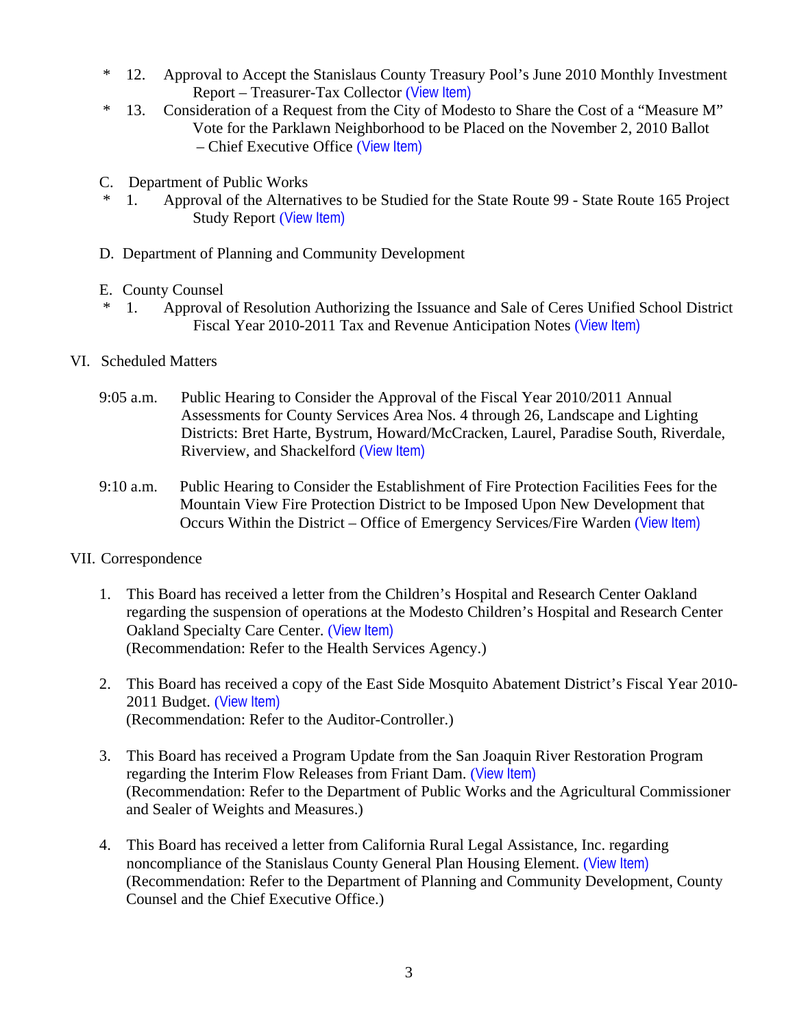\* 12. Approval to Accept the Stanislaus County Treasury Pool's June 2010 Monthly Investment Report – Treasurer-Tax Collector (View Item)

\* 13. Consideration of a Request from the City of Modesto to Share the Cost of a "Measure M" Vote for the Parklawn Neighborhood to be Placed on the November 2, 2010 Ballot – Chief Executive Office (View Item)

C. Department of Public Works

\* 1. Approval of the Alternatives to be Studied for the State Route 99 - State Route 165 Project Study Report (View Item)

D. Department of Planning and Community Development

E. County Counsel

\* 1. Approval of Resolution Authorizing the Issuance and Sale of Ceres Unified School District Fiscal Year 2010-2011 Tax and Revenue Anticipation Notes (View Item)

VI. Scheduled Matters

9:05 a.m. Public Hearing to Consider the Approval of the Fiscal Year 2010/2011 Annual Assessments for County Services Area Nos. 4 through 26, Landscape and Lighting Districts: Bret Harte, Bystrum, Howard/McCracken, Laurel, Paradise South, Riverdale, Riverview, and Shackelford (View Item)

9:10 a.m. Public Hearing to Consider the Establishment of Fire Protection Facilities Fees for the Mountain View Fire Protection District to be Imposed Upon New Development that Occurs Within the District – Office of Emergency Services/Fire Warden (View Item)

VII. Correspondence

1. This Board has received a letter from the Children's Hospital and Research Center Oakland regarding the suspension of operations at the Modesto Children's Hospital and Research Center Oakland Specialty Care Center. (View Item)
   (Recommendation: Refer to the Health Services Agency.)

2. This Board has received a copy of the East Side Mosquito Abatement District's Fiscal Year 2010-2011 Budget. (View Item)
   (Recommendation: Refer to the Auditor-Controller.)

3. This Board has received a Program Update from the San Joaquin River Restoration Program regarding the Interim Flow Releases from Friant Dam. (View Item)
   (Recommendation: Refer to the Department of Public Works and the Agricultural Commissioner and Sealer of Weights and Measures.)

4. This Board has received a letter from California Rural Legal Assistance, Inc. regarding noncompliance of the Stanislaus County General Plan Housing Element. (View Item)
   (Recommendation: Refer to the Department of Planning and Community Development, County Counsel and the Chief Executive Office.)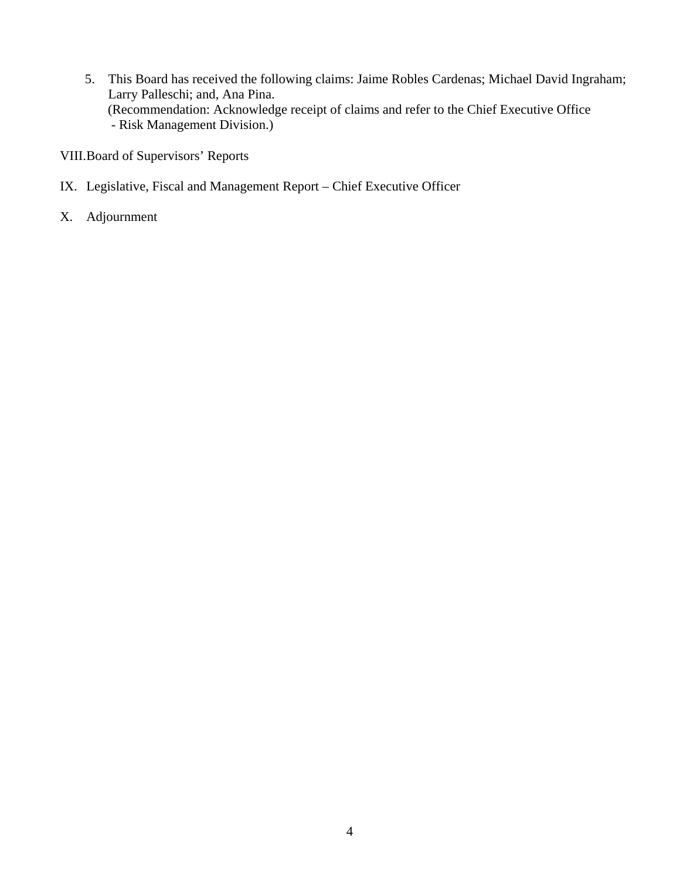5. This Board has received the following claims: Jaime Robles Cardenas; Michael David Ingraham; Larry Palleschi; and, Ana Pina.
   (Recommendation: Acknowledge receipt of claims and refer to the Chief Executive Office - Risk Management Division.)

VIII. Board of Supervisors' Reports

IX. Legislative, Fiscal and Management Report – Chief Executive Officer

X. Adjournment